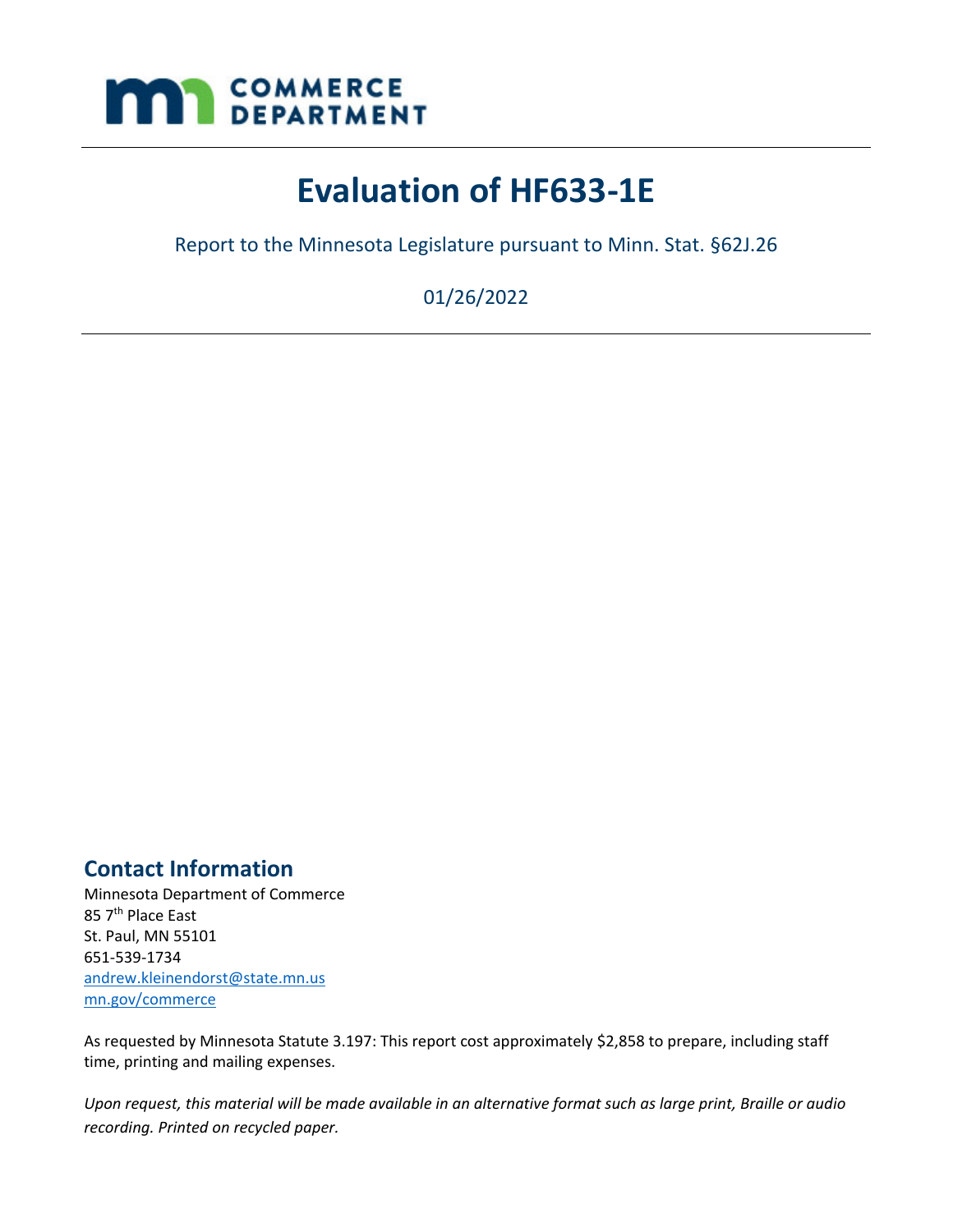MN COMMERCE DEPARTMENT

# Evaluation of HF633-1E

Report to the Minnesota Legislature pursuant to Minn. Stat. §62J.26

01/26/2022

## Contact Information

Minnesota Department of Commerce
85 7th Place East
St. Paul, MN 55101
651-539-1734
andrew.kleinendorst@state.mn.us
mn.gov/commerce

As requested by Minnesota Statute 3.197: This report cost approximately $2,858 to prepare, including staff time, printing and mailing expenses.

*Upon request, this material will be made available in an alternative format such as large print, Braille or audio recording. Printed on recycled paper.*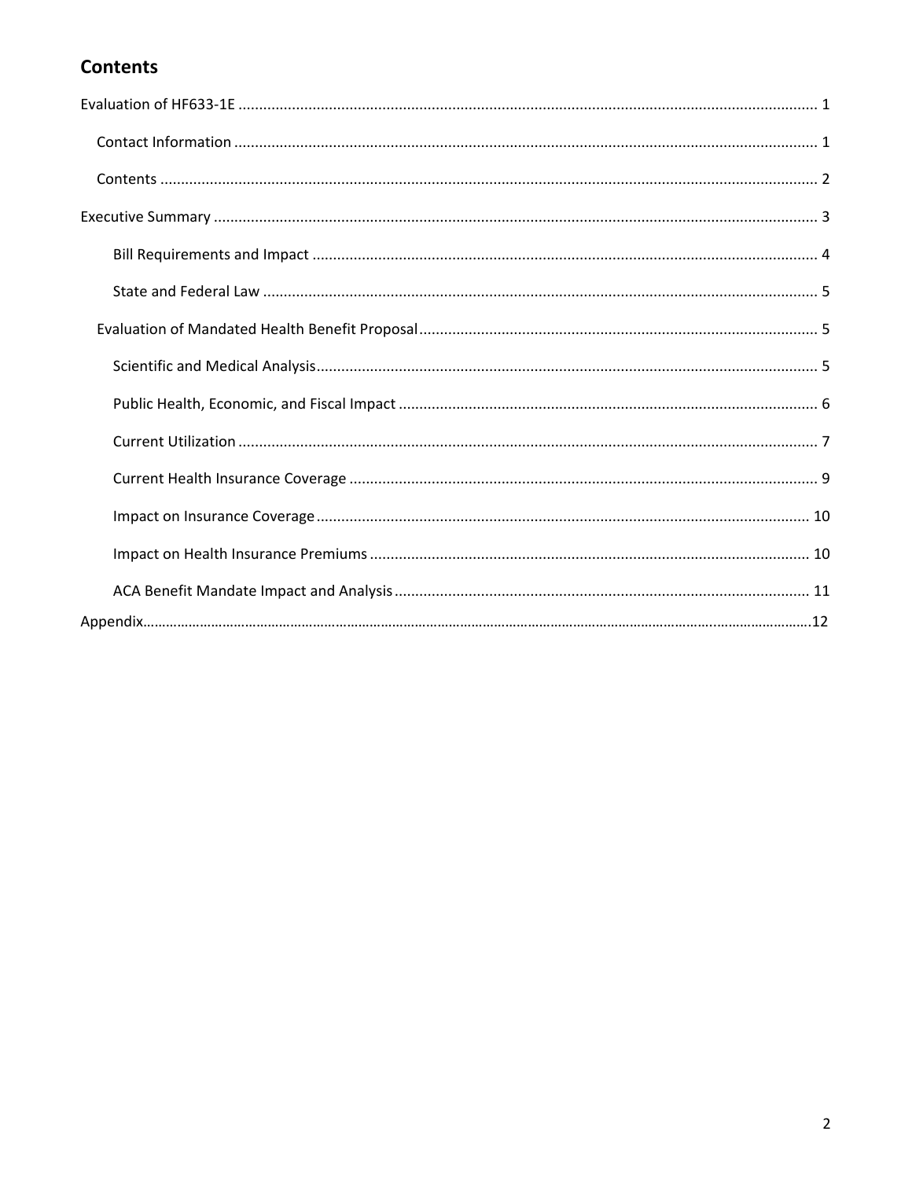## Contents

Evaluation of HF633-1E ..................................................... 1

- Contact Information ..................................................... 1
- Contents ..................................................... 2

Executive Summary ..................................................... 3

- Bill Requirements and Impact ..................................................... 4
- State and Federal Law ..................................................... 5

Evaluation of Mandated Health Benefit Proposal ..................................................... 5

- Scientific and Medical Analysis ..................................................... 5
- Public Health, Economic, and Fiscal Impact ..................................................... 6
- Current Utilization ..................................................... 7
- Current Health Insurance Coverage ..................................................... 9
- Impact on Insurance Coverage ..................................................... 10
- Impact on Health Insurance Premiums ..................................................... 10
- ACA Benefit Mandate Impact and Analysis ..................................................... 11

Appendix ..................................................... 12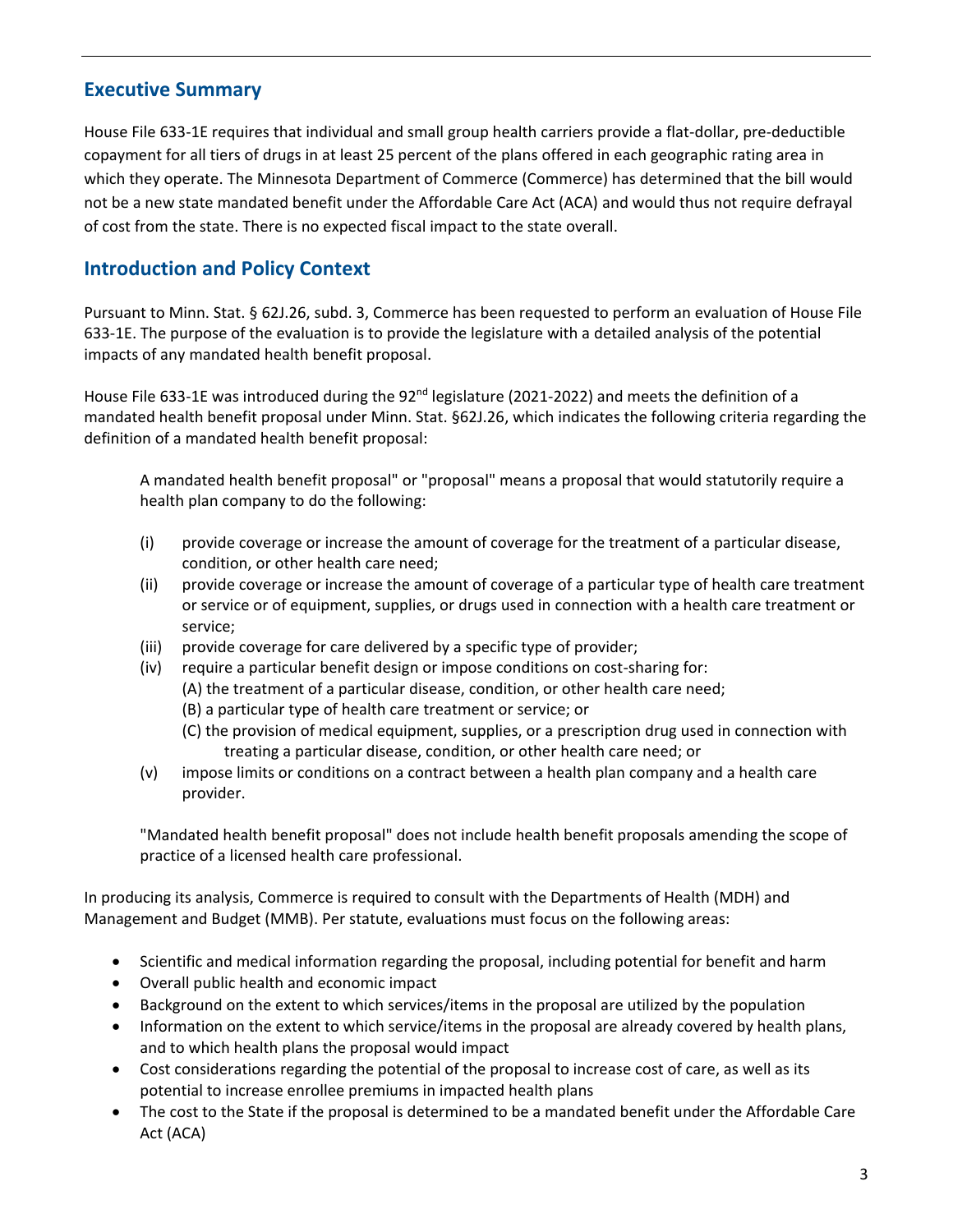## Executive Summary

House File 633-1E requires that individual and small group health carriers provide a flat-dollar, pre-deductible copayment for all tiers of drugs in at least 25 percent of the plans offered in each geographic rating area in which they operate. The Minnesota Department of Commerce (Commerce) has determined that the bill would not be a new state mandated benefit under the Affordable Care Act (ACA) and would thus not require defrayal of cost from the state. There is no expected fiscal impact to the state overall.

## Introduction and Policy Context

Pursuant to Minn. Stat. § 62J.26, subd. 3, Commerce has been requested to perform an evaluation of House File 633-1E. The purpose of the evaluation is to provide the legislature with a detailed analysis of the potential impacts of any mandated health benefit proposal.

House File 633-1E was introduced during the 92nd legislature (2021-2022) and meets the definition of a mandated health benefit proposal under Minn. Stat. §62J.26, which indicates the following criteria regarding the definition of a mandated health benefit proposal:

> A mandated health benefit proposal" or "proposal" means a proposal that would statutorily require a health plan company to do the following:
>
> (i) provide coverage or increase the amount of coverage for the treatment of a particular disease, condition, or other health care need;
>
> (ii) provide coverage or increase the amount of coverage of a particular type of health care treatment or service or of equipment, supplies, or drugs used in connection with a health care treatment or service;
>
> (iii) provide coverage for care delivered by a specific type of provider;
>
> (iv) require a particular benefit design or impose conditions on cost-sharing for:
> (A) the treatment of a particular disease, condition, or other health care need;
> (B) a particular type of health care treatment or service; or
> (C) the provision of medical equipment, supplies, or a prescription drug used in connection with treating a particular disease, condition, or other health care need; or
>
> (v) impose limits or conditions on a contract between a health plan company and a health care provider.
>
> "Mandated health benefit proposal" does not include health benefit proposals amending the scope of practice of a licensed health care professional.

In producing its analysis, Commerce is required to consult with the Departments of Health (MDH) and Management and Budget (MMB). Per statute, evaluations must focus on the following areas:

- Scientific and medical information regarding the proposal, including potential for benefit and harm
- Overall public health and economic impact
- Background on the extent to which services/items in the proposal are utilized by the population
- Information on the extent to which service/items in the proposal are already covered by health plans, and to which health plans the proposal would impact
- Cost considerations regarding the potential of the proposal to increase cost of care, as well as its potential to increase enrollee premiums in impacted health plans
- The cost to the State if the proposal is determined to be a mandated benefit under the Affordable Care Act (ACA)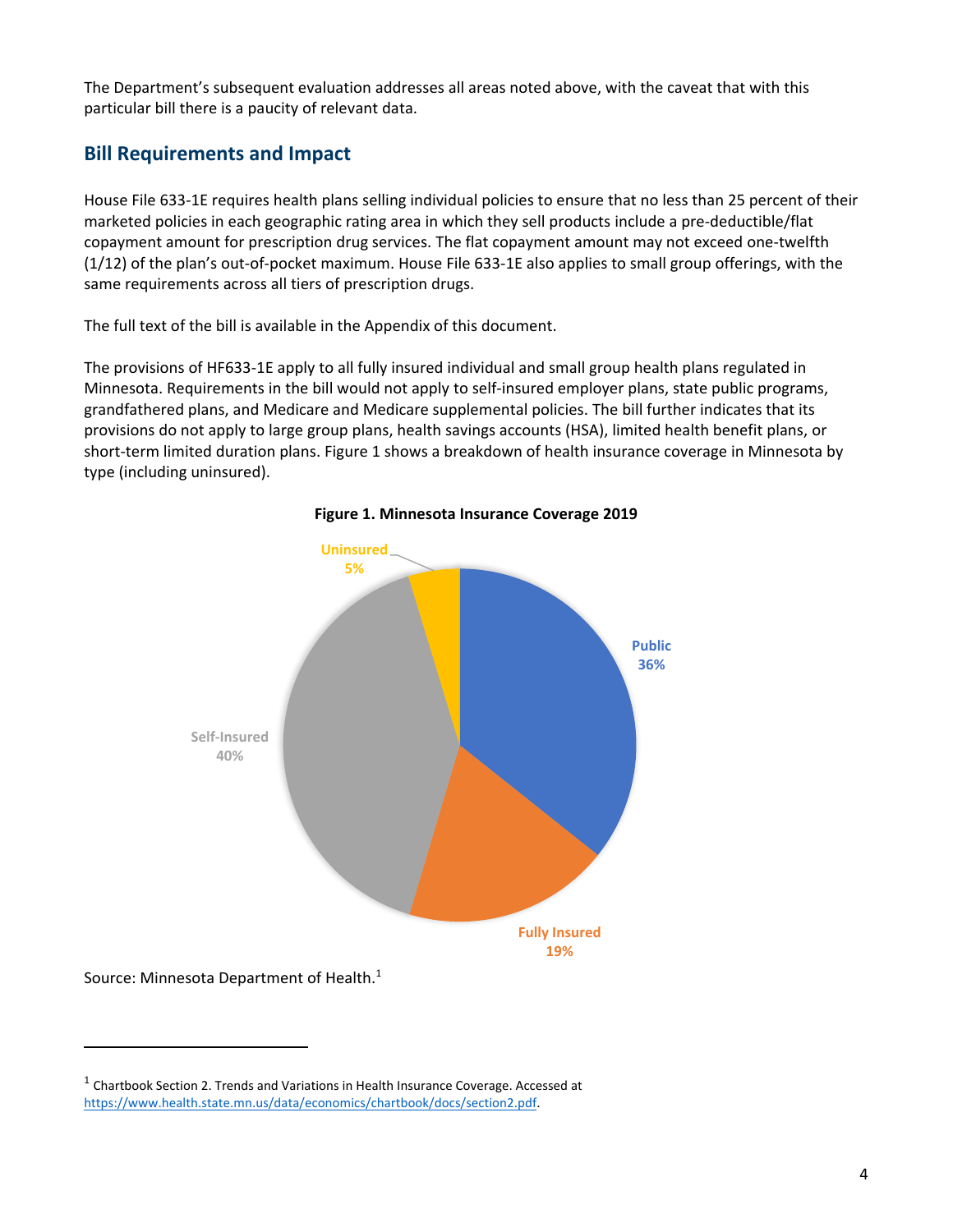The Department's subsequent evaluation addresses all areas noted above, with the caveat that with this particular bill there is a paucity of relevant data.

## Bill Requirements and Impact

House File 633-1E requires health plans selling individual policies to ensure that no less than 25 percent of their marketed policies in each geographic rating area in which they sell products include a pre-deductible/flat copayment amount for prescription drug services. The flat copayment amount may not exceed one-twelfth (1/12) of the plan's out-of-pocket maximum. House File 633-1E also applies to small group offerings, with the same requirements across all tiers of prescription drugs.

The full text of the bill is available in the Appendix of this document.

The provisions of HF633-1E apply to all fully insured individual and small group health plans regulated in Minnesota. Requirements in the bill would not apply to self-insured employer plans, state public programs, grandfathered plans, and Medicare and Medicare supplemental policies. The bill further indicates that its provisions do not apply to large group plans, health savings accounts (HSA), limited health benefit plans, or short-term limited duration plans. Figure 1 shows a breakdown of health insurance coverage in Minnesota by type (including uninsured).

**Figure 1. Minnesota Insurance Coverage 2019**

| Coverage Type | Percent |
|---|---|
| Public | 36% |
| Fully Insured | 19% |
| Self-Insured | 40% |
| Uninsured | 5% |

Source: Minnesota Department of Health.[1]

[1] Chartbook Section 2. Trends and Variations in Health Insurance Coverage. Accessed at https://www.health.state.mn.us/data/economics/chartbook/docs/section2.pdf.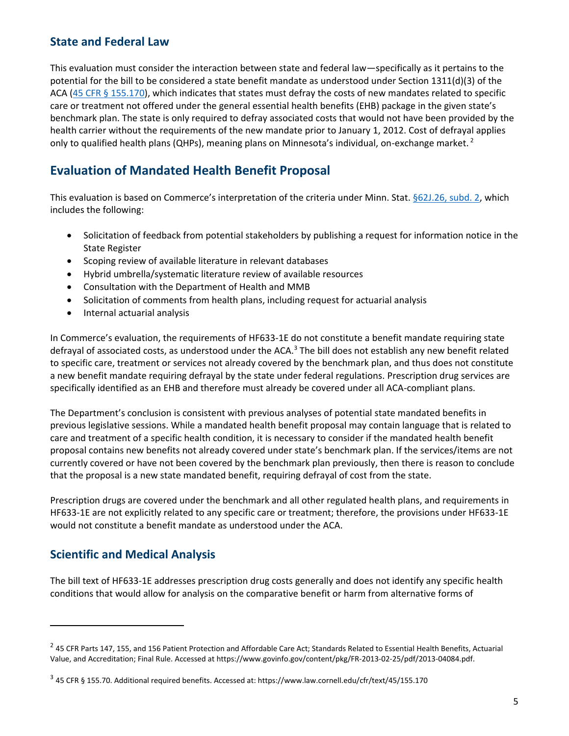## State and Federal Law

This evaluation must consider the interaction between state and federal law—specifically as it pertains to the potential for the bill to be considered a state benefit mandate as understood under Section 1311(d)(3) of the ACA ([45 CFR § 155.170](https://www.law.cornell.edu/cfr/text/45/155.170)), which indicates that states must defray the costs of new mandates related to specific care or treatment not offered under the general essential health benefits (EHB) package in the given state's benchmark plan. The state is only required to defray associated costs that would not have been provided by the health carrier without the requirements of the new mandate prior to January 1, 2012. Cost of defrayal applies only to qualified health plans (QHPs), meaning plans on Minnesota's individual, on-exchange market. [2]

## Evaluation of Mandated Health Benefit Proposal

This evaluation is based on Commerce's interpretation of the criteria under Minn. Stat. §62J.26, subd. 2, which includes the following:

- Solicitation of feedback from potential stakeholders by publishing a request for information notice in the State Register
- Scoping review of available literature in relevant databases
- Hybrid umbrella/systematic literature review of available resources
- Consultation with the Department of Health and MMB
- Solicitation of comments from health plans, including request for actuarial analysis
- Internal actuarial analysis

In Commerce's evaluation, the requirements of HF633-1E do not constitute a benefit mandate requiring state defrayal of associated costs, as understood under the ACA.[3] The bill does not establish any new benefit related to specific care, treatment or services not already covered by the benchmark plan, and thus does not constitute a new benefit mandate requiring defrayal by the state under federal regulations. Prescription drug services are specifically identified as an EHB and therefore must already be covered under all ACA-compliant plans.

The Department's conclusion is consistent with previous analyses of potential state mandated benefits in previous legislative sessions. While a mandated health benefit proposal may contain language that is related to care and treatment of a specific health condition, it is necessary to consider if the mandated health benefit proposal contains new benefits not already covered under state's benchmark plan. If the services/items are not currently covered or have not been covered by the benchmark plan previously, then there is reason to conclude that the proposal is a new state mandated benefit, requiring defrayal of cost from the state.

Prescription drugs are covered under the benchmark and all other regulated health plans, and requirements in HF633-1E are not explicitly related to any specific care or treatment; therefore, the provisions under HF633-1E would not constitute a benefit mandate as understood under the ACA.

## Scientific and Medical Analysis

The bill text of HF633-1E addresses prescription drug costs generally and does not identify any specific health conditions that would allow for analysis on the comparative benefit or harm from alternative forms of

---

[2] 45 CFR Parts 147, 155, and 156 Patient Protection and Affordable Care Act; Standards Related to Essential Health Benefits, Actuarial Value, and Accreditation; Final Rule. Accessed at https://www.govinfo.gov/content/pkg/FR-2013-02-25/pdf/2013-04084.pdf.

[3] 45 CFR § 155.70. Additional required benefits. Accessed at: https://www.law.cornell.edu/cfr/text/45/155.170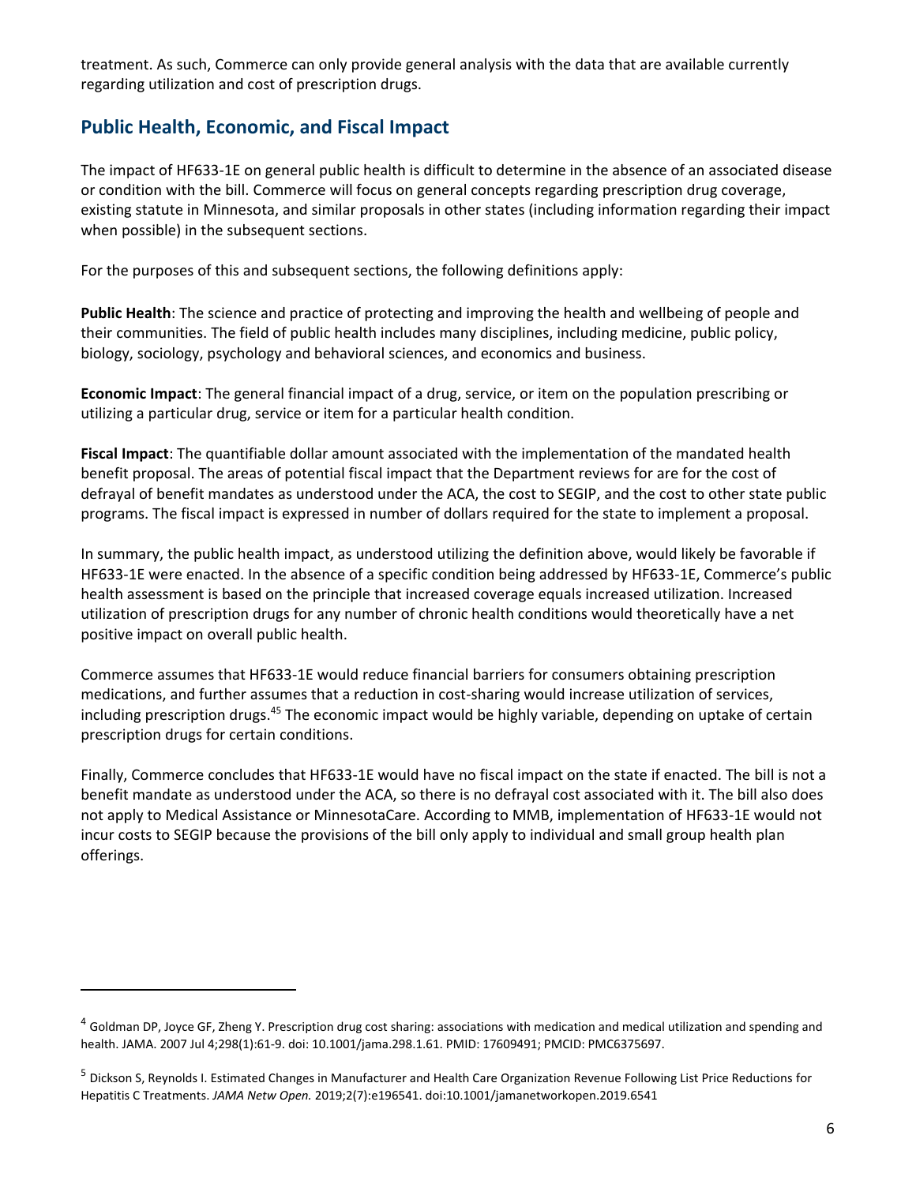treatment. As such, Commerce can only provide general analysis with the data that are available currently regarding utilization and cost of prescription drugs.

## Public Health, Economic, and Fiscal Impact

The impact of HF633-1E on general public health is difficult to determine in the absence of an associated disease or condition with the bill. Commerce will focus on general concepts regarding prescription drug coverage, existing statute in Minnesota, and similar proposals in other states (including information regarding their impact when possible) in the subsequent sections.

For the purposes of this and subsequent sections, the following definitions apply:

**Public Health**: The science and practice of protecting and improving the health and wellbeing of people and their communities. The field of public health includes many disciplines, including medicine, public policy, biology, sociology, psychology and behavioral sciences, and economics and business.

**Economic Impact**: The general financial impact of a drug, service, or item on the population prescribing or utilizing a particular drug, service or item for a particular health condition.

**Fiscal Impact**: The quantifiable dollar amount associated with the implementation of the mandated health benefit proposal. The areas of potential fiscal impact that the Department reviews for are for the cost of defrayal of benefit mandates as understood under the ACA, the cost to SEGIP, and the cost to other state public programs. The fiscal impact is expressed in number of dollars required for the state to implement a proposal.

In summary, the public health impact, as understood utilizing the definition above, would likely be favorable if HF633-1E were enacted. In the absence of a specific condition being addressed by HF633-1E, Commerce's public health assessment is based on the principle that increased coverage equals increased utilization. Increased utilization of prescription drugs for any number of chronic health conditions would theoretically have a net positive impact on overall public health.

Commerce assumes that HF633-1E would reduce financial barriers for consumers obtaining prescription medications, and further assumes that a reduction in cost-sharing would increase utilization of services, including prescription drugs.[4][5] The economic impact would be highly variable, depending on uptake of certain prescription drugs for certain conditions.

Finally, Commerce concludes that HF633-1E would have no fiscal impact on the state if enacted. The bill is not a benefit mandate as understood under the ACA, so there is no defrayal cost associated with it. The bill also does not apply to Medical Assistance or MinnesotaCare. According to MMB, implementation of HF633-1E would not incur costs to SEGIP because the provisions of the bill only apply to individual and small group health plan offerings.

---

[4] Goldman DP, Joyce GF, Zheng Y. Prescription drug cost sharing: associations with medication and medical utilization and spending and health. JAMA. 2007 Jul 4;298(1):61-9. doi: 10.1001/jama.298.1.61. PMID: 17609491; PMCID: PMC6375697.

[5] Dickson S, Reynolds I. Estimated Changes in Manufacturer and Health Care Organization Revenue Following List Price Reductions for Hepatitis C Treatments. *JAMA Netw Open.* 2019;2(7):e196541. doi:10.1001/jamanetworkopen.2019.6541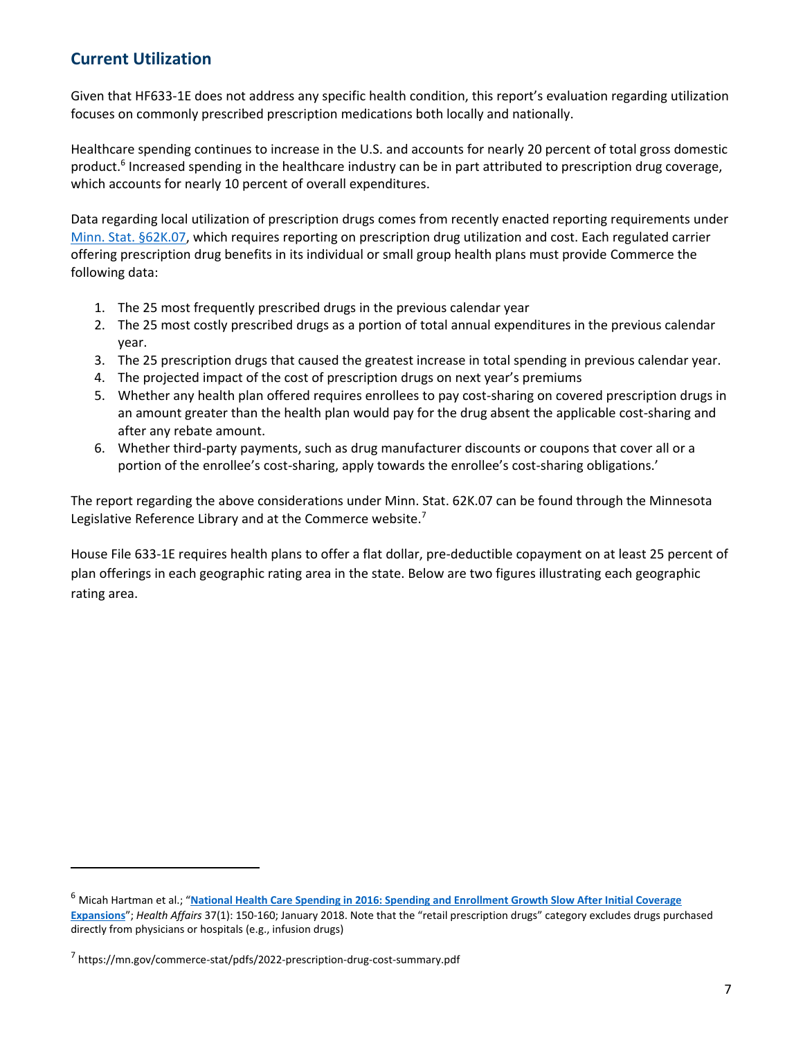## Current Utilization

Given that HF633-1E does not address any specific health condition, this report's evaluation regarding utilization focuses on commonly prescribed prescription medications both locally and nationally.

Healthcare spending continues to increase in the U.S. and accounts for nearly 20 percent of total gross domestic product.[6] Increased spending in the healthcare industry can be in part attributed to prescription drug coverage, which accounts for nearly 10 percent of overall expenditures.

Data regarding local utilization of prescription drugs comes from recently enacted reporting requirements under [Minn. Stat. §62K.07](), which requires reporting on prescription drug utilization and cost. Each regulated carrier offering prescription drug benefits in its individual or small group health plans must provide Commerce the following data:

1. The 25 most frequently prescribed drugs in the previous calendar year
2. The 25 most costly prescribed drugs as a portion of total annual expenditures in the previous calendar year.
3. The 25 prescription drugs that caused the greatest increase in total spending in previous calendar year.
4. The projected impact of the cost of prescription drugs on next year's premiums
5. Whether any health plan offered requires enrollees to pay cost-sharing on covered prescription drugs in an amount greater than the health plan would pay for the drug absent the applicable cost-sharing and after any rebate amount.
6. Whether third-party payments, such as drug manufacturer discounts or coupons that cover all or a portion of the enrollee's cost-sharing, apply towards the enrollee's cost-sharing obligations.'

The report regarding the above considerations under Minn. Stat. 62K.07 can be found through the Minnesota Legislative Reference Library and at the Commerce website.[7]

House File 633-1E requires health plans to offer a flat dollar, pre-deductible copayment on at least 25 percent of plan offerings in each geographic rating area in the state. Below are two figures illustrating each geographic rating area.

---

[6] Micah Hartman et al.; "**National Health Care Spending in 2016: Spending and Enrollment Growth Slow After Initial Coverage Expansions**"; *Health Affairs* 37(1): 150-160; January 2018. Note that the "retail prescription drugs" category excludes drugs purchased directly from physicians or hospitals (e.g., infusion drugs)

[7] https://mn.gov/commerce-stat/pdfs/2022-prescription-drug-cost-summary.pdf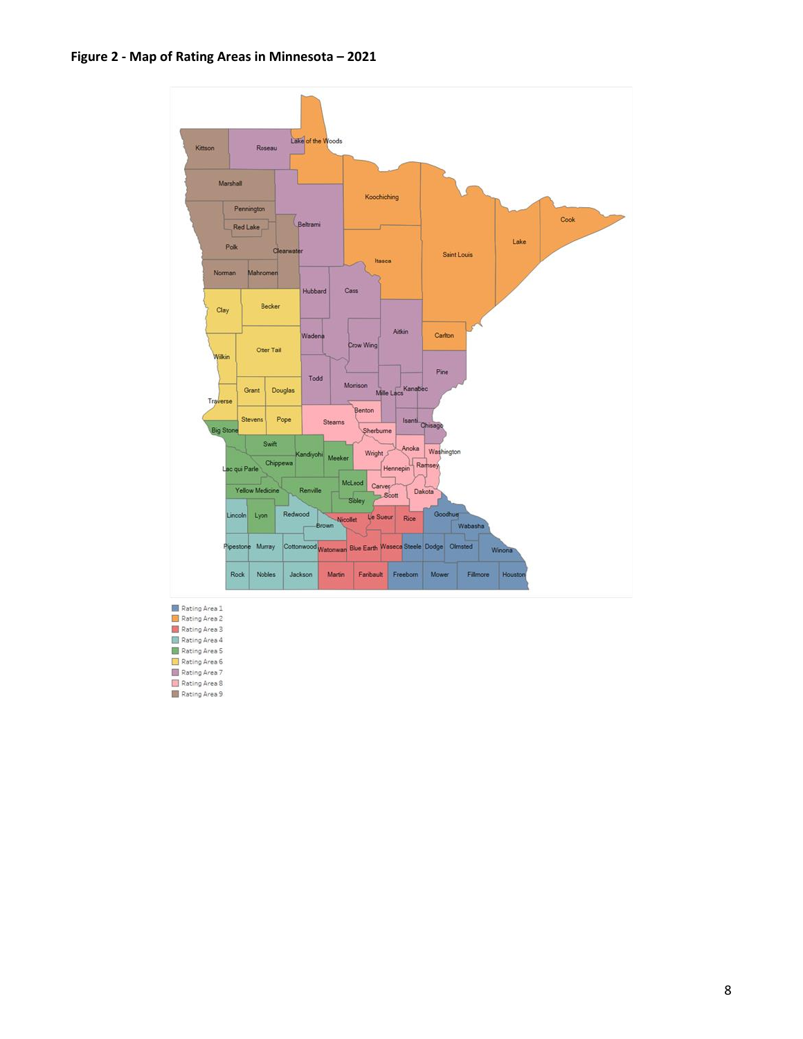**Figure 2 - Map of Rating Areas in Minnesota – 2021**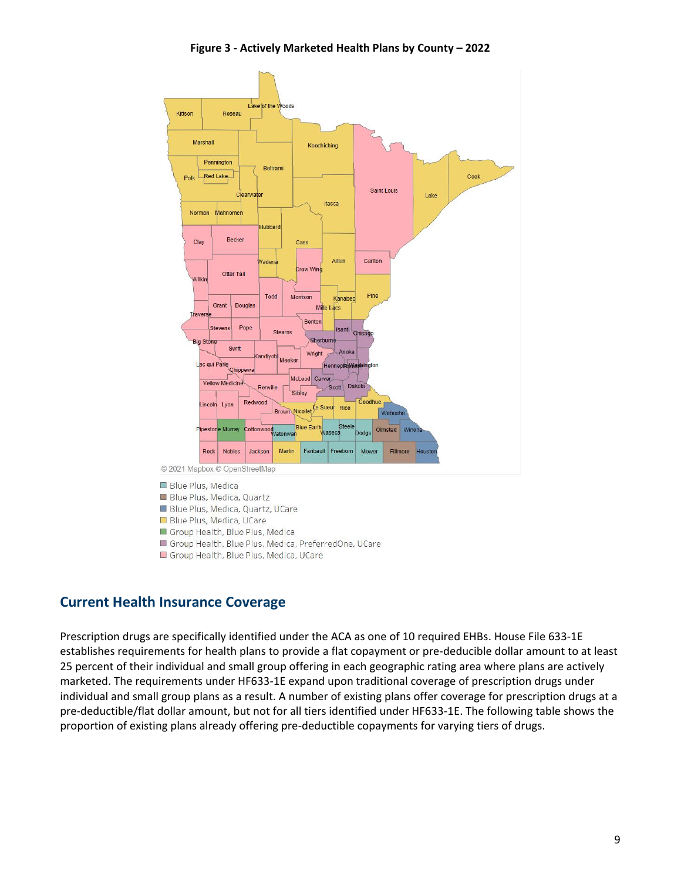**Figure 3 - Actively Marketed Health Plans by County – 2022**

© 2021 Mapbox © OpenStreetMap

- Blue Plus, Medica
- Blue Plus, Medica, Quartz
- Blue Plus, Medica, Quartz, UCare
- Blue Plus, Medica, UCare
- Group Health, Blue Plus, Medica
- Group Health, Blue Plus, Medica, PreferredOne, UCare
- Group Health, Blue Plus, Medica, UCare

## Current Health Insurance Coverage

Prescription drugs are specifically identified under the ACA as one of 10 required EHBs. House File 633-1E establishes requirements for health plans to provide a flat copayment or pre-deducible dollar amount to at least 25 percent of their individual and small group offering in each geographic rating area where plans are actively marketed. The requirements under HF633-1E expand upon traditional coverage of prescription drugs under individual and small group plans as a result. A number of existing plans offer coverage for prescription drugs at a pre-deductible/flat dollar amount, but not for all tiers identified under HF633-1E. The following table shows the proportion of existing plans already offering pre-deductible copayments for varying tiers of drugs.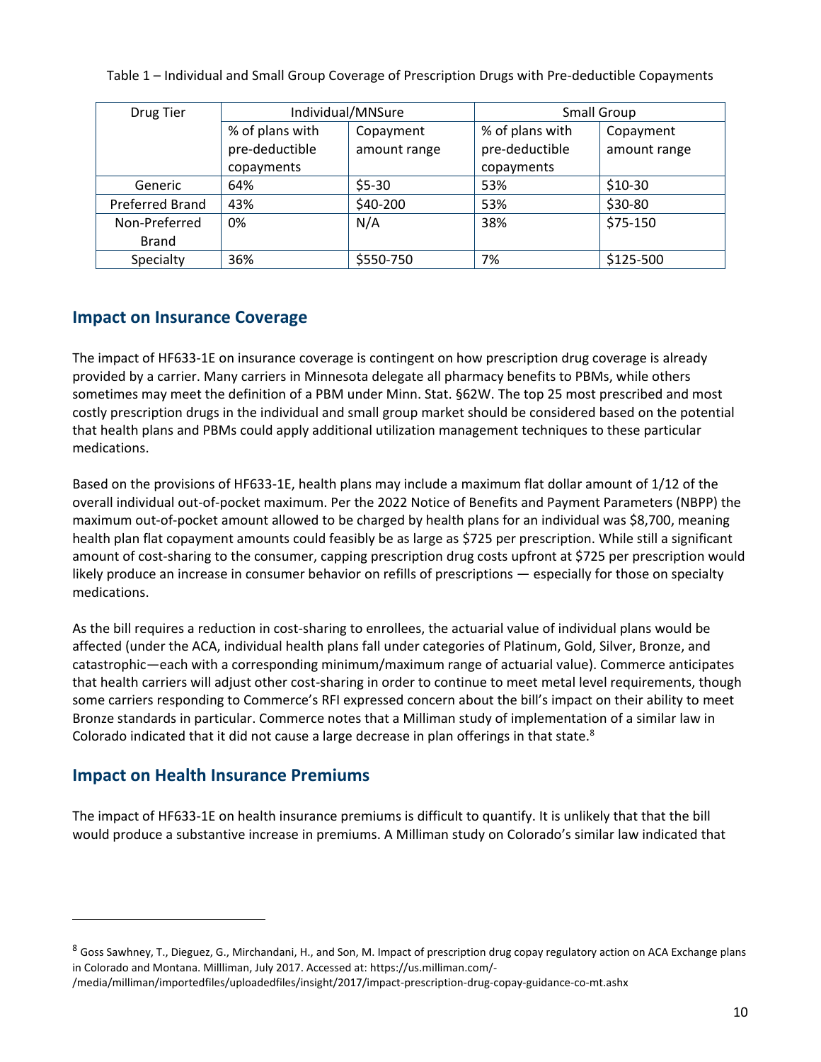Table 1 – Individual and Small Group Coverage of Prescription Drugs with Pre-deductible Copayments

| Drug Tier | Individual/MNSure | | Small Group | |
|---|---|---|---|---|
| | % of plans with pre-deductible copayments | Copayment amount range | % of plans with pre-deductible copayments | Copayment amount range |
| Generic | 64% | $5-30 | 53% | $10-30 |
| Preferred Brand | 43% | $40-200 | 53% | $30-80 |
| Non-Preferred Brand | 0% | N/A | 38% | $75-150 |
| Specialty | 36% | $550-750 | 7% | $125-500 |

## Impact on Insurance Coverage

The impact of HF633-1E on insurance coverage is contingent on how prescription drug coverage is already provided by a carrier. Many carriers in Minnesota delegate all pharmacy benefits to PBMs, while others sometimes may meet the definition of a PBM under Minn. Stat. §62W. The top 25 most prescribed and most costly prescription drugs in the individual and small group market should be considered based on the potential that health plans and PBMs could apply additional utilization management techniques to these particular medications.

Based on the provisions of HF633-1E, health plans may include a maximum flat dollar amount of 1/12 of the overall individual out-of-pocket maximum. Per the 2022 Notice of Benefits and Payment Parameters (NBPP) the maximum out-of-pocket amount allowed to be charged by health plans for an individual was $8,700, meaning health plan flat copayment amounts could feasibly be as large as $725 per prescription. While still a significant amount of cost-sharing to the consumer, capping prescription drug costs upfront at $725 per prescription would likely produce an increase in consumer behavior on refills of prescriptions — especially for those on specialty medications.

As the bill requires a reduction in cost-sharing to enrollees, the actuarial value of individual plans would be affected (under the ACA, individual health plans fall under categories of Platinum, Gold, Silver, Bronze, and catastrophic—each with a corresponding minimum/maximum range of actuarial value). Commerce anticipates that health carriers will adjust other cost-sharing in order to continue to meet metal level requirements, though some carriers responding to Commerce's RFI expressed concern about the bill's impact on their ability to meet Bronze standards in particular. Commerce notes that a Milliman study of implementation of a similar law in Colorado indicated that it did not cause a large decrease in plan offerings in that state.[8]

## Impact on Health Insurance Premiums

The impact of HF633-1E on health insurance premiums is difficult to quantify. It is unlikely that that the bill would produce a substantive increase in premiums. A Milliman study on Colorado's similar law indicated that

[8] Goss Sawhney, T., Dieguez, G., Mirchandani, H., and Son, M. Impact of prescription drug copay regulatory action on ACA Exchange plans in Colorado and Montana. Millliman, July 2017. Accessed at: https://us.milliman.com/-/media/milliman/importedfiles/uploadedfiles/insight/2017/impact-prescription-drug-copay-guidance-co-mt.ashx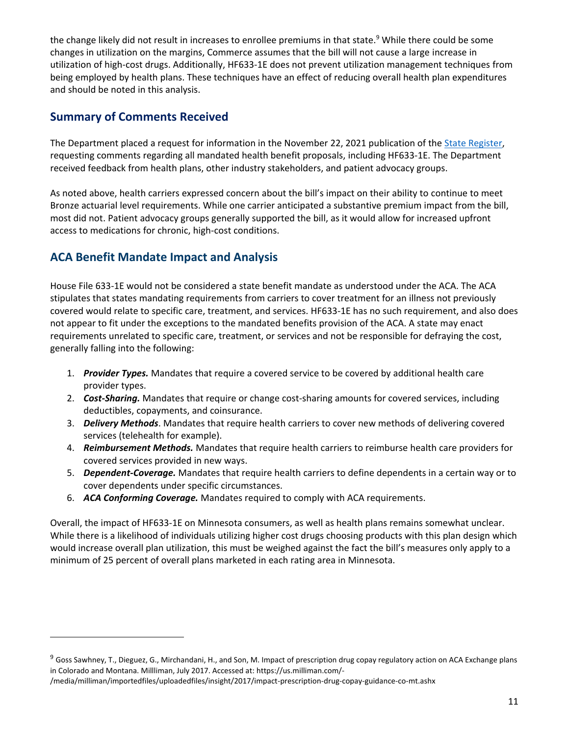the change likely did not result in increases to enrollee premiums in that state.[9] While there could be some changes in utilization on the margins, Commerce assumes that the bill will not cause a large increase in utilization of high-cost drugs. Additionally, HF633-1E does not prevent utilization management techniques from being employed by health plans. These techniques have an effect of reducing overall health plan expenditures and should be noted in this analysis.

## Summary of Comments Received

The Department placed a request for information in the November 22, 2021 publication of the State Register, requesting comments regarding all mandated health benefit proposals, including HF633-1E. The Department received feedback from health plans, other industry stakeholders, and patient advocacy groups.

As noted above, health carriers expressed concern about the bill's impact on their ability to continue to meet Bronze actuarial level requirements. While one carrier anticipated a substantive premium impact from the bill, most did not. Patient advocacy groups generally supported the bill, as it would allow for increased upfront access to medications for chronic, high-cost conditions.

## ACA Benefit Mandate Impact and Analysis

House File 633-1E would not be considered a state benefit mandate as understood under the ACA. The ACA stipulates that states mandating requirements from carriers to cover treatment for an illness not previously covered would relate to specific care, treatment, and services. HF633-1E has no such requirement, and also does not appear to fit under the exceptions to the mandated benefits provision of the ACA. A state may enact requirements unrelated to specific care, treatment, or services and not be responsible for defraying the cost, generally falling into the following:

1. ***Provider Types.*** Mandates that require a covered service to be covered by additional health care provider types.
2. ***Cost-Sharing.*** Mandates that require or change cost-sharing amounts for covered services, including deductibles, copayments, and coinsurance.
3. ***Delivery Methods***. Mandates that require health carriers to cover new methods of delivering covered services (telehealth for example).
4. ***Reimbursement Methods.*** Mandates that require health carriers to reimburse health care providers for covered services provided in new ways.
5. ***Dependent-Coverage.*** Mandates that require health carriers to define dependents in a certain way or to cover dependents under specific circumstances.
6. ***ACA Conforming Coverage.*** Mandates required to comply with ACA requirements.

Overall, the impact of HF633-1E on Minnesota consumers, as well as health plans remains somewhat unclear. While there is a likelihood of individuals utilizing higher cost drugs choosing products with this plan design which would increase overall plan utilization, this must be weighed against the fact the bill's measures only apply to a minimum of 25 percent of overall plans marketed in each rating area in Minnesota.

---

[9] Goss Sawhney, T., Dieguez, G., Mirchandani, H., and Son, M. Impact of prescription drug copay regulatory action on ACA Exchange plans in Colorado and Montana. Millliman, July 2017. Accessed at: https://us.milliman.com/-/media/milliman/importedfiles/uploadedfiles/insight/2017/impact-prescription-drug-copay-guidance-co-mt.ashx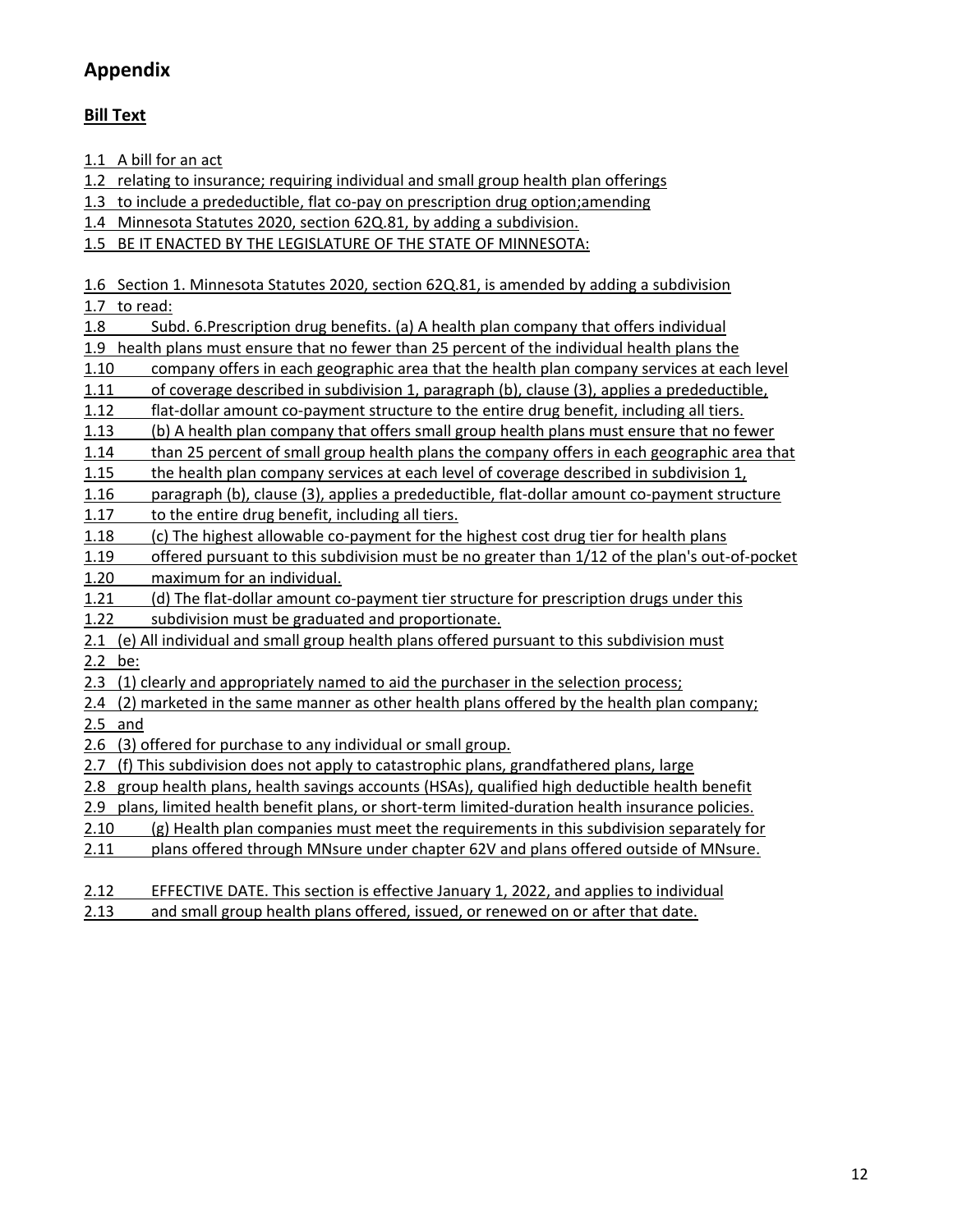# Appendix

## Bill Text

1.1 A bill for an act

1.2 relating to insurance; requiring individual and small group health plan offerings

1.3 to include a predeductible, flat co-pay on prescription drug option;amending

1.4 Minnesota Statutes 2020, section 62Q.81, by adding a subdivision.

1.5 BE IT ENACTED BY THE LEGISLATURE OF THE STATE OF MINNESOTA:

1.6 Section 1. Minnesota Statutes 2020, section 62Q.81, is amended by adding a subdivision

1.7 to read:

1.8 Subd. 6.Prescription drug benefits. (a) A health plan company that offers individual

1.9 health plans must ensure that no fewer than 25 percent of the individual health plans the

1.10 company offers in each geographic area that the health plan company services at each level

1.11 of coverage described in subdivision 1, paragraph (b), clause (3), applies a predeductible,

1.12 flat-dollar amount co-payment structure to the entire drug benefit, including all tiers.

1.13 (b) A health plan company that offers small group health plans must ensure that no fewer

1.14 than 25 percent of small group health plans the company offers in each geographic area that

1.15 the health plan company services at each level of coverage described in subdivision 1,

1.16 paragraph (b), clause (3), applies a predeductible, flat-dollar amount co-payment structure

1.17 to the entire drug benefit, including all tiers.

1.18 (c) The highest allowable co-payment for the highest cost drug tier for health plans

1.19 offered pursuant to this subdivision must be no greater than 1/12 of the plan's out-of-pocket

1.20 maximum for an individual.

1.21 (d) The flat-dollar amount co-payment tier structure for prescription drugs under this

1.22 subdivision must be graduated and proportionate.

2.1 (e) All individual and small group health plans offered pursuant to this subdivision must

2.2 be:

2.3 (1) clearly and appropriately named to aid the purchaser in the selection process;

2.4 (2) marketed in the same manner as other health plans offered by the health plan company;

2.5 and

2.6 (3) offered for purchase to any individual or small group.

2.7 (f) This subdivision does not apply to catastrophic plans, grandfathered plans, large

2.8 group health plans, health savings accounts (HSAs), qualified high deductible health benefit

2.9 plans, limited health benefit plans, or short-term limited-duration health insurance policies.

2.10 (g) Health plan companies must meet the requirements in this subdivision separately for

2.11 plans offered through MNsure under chapter 62V and plans offered outside of MNsure.

2.12 EFFECTIVE DATE. This section is effective January 1, 2022, and applies to individual

2.13 and small group health plans offered, issued, or renewed on or after that date.